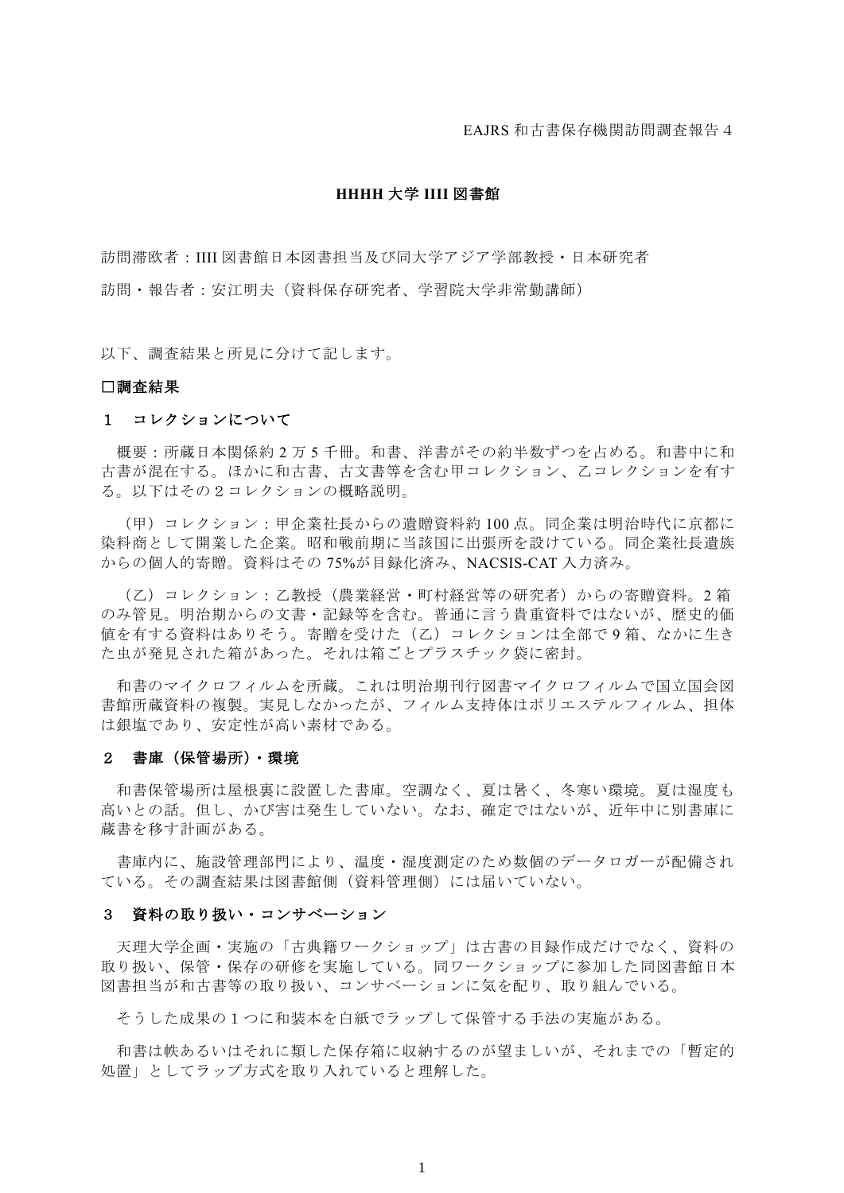EAJRS 和古書保存機関訪問調査報告 4

# HHHH 大学 IIII 図書館

訪問滞欧者：IIII 図書館日本図書担当及び同大学アジア学部教授・日本研究者

訪問・報告者：安江明夫（資料保存研究者、学習院大学非常勤講師）

以下、調査結果と所見に分けて記します。

## □調査結果

### １　コレクションについて

概要：所蔵日本関係約 2 万 5 千冊。和書、洋書がその約半数ずつを占める。和書中に和古書が混在する。ほかに和古書、古文書等を含む甲コレクション、乙コレクションを有する。以下はその２コレクションの概略説明。

（甲）コレクション：甲企業社長からの遺贈資料約 100 点。同企業は明治時代に京都に染料商として開業した企業。昭和戦前期に当該国に出張所を設けている。同企業社長遺族からの個人的寄贈。資料はその 75%が目録化済み、NACSIS-CAT 入力済み。

（乙）コレクション：乙教授（農業経営・町村経営等の研究者）からの寄贈資料。2 箱のみ管見。明治期からの文書・記録等を含む。普通に言う貴重資料ではないが、歴史的価値を有する資料はありそう。寄贈を受けた（乙）コレクションは全部で 9 箱、なかに生きた虫が発見された箱があった。それは箱ごとプラスチック袋に密封。

和書のマイクロフィルムを所蔵。これは明治期刊行図書マイクロフィルムで国立国会図書館所蔵資料の複製。実見しなかったが、フィルム支持体はポリエステルフィルム、担体は銀塩であり、安定性が高い素材である。

### ２　書庫（保管場所）・環境

和書保管場所は屋根裏に設置した書庫。空調なく、夏は暑く、冬寒い環境。夏は湿度も高いとの話。但し、かび害は発生していない。なお、確定ではないが、近年中に別書庫に蔵書を移す計画がある。

書庫内に、施設管理部門により、温度・湿度測定のため数個のデータロガーが配備されている。その調査結果は図書館側（資料管理側）には届いていない。

### ３　資料の取り扱い・コンサベーション

天理大学企画・実施の「古典籍ワークショップ」は古書の目録作成だけでなく、資料の取り扱い、保管・保存の研修を実施している。同ワークショップに参加した同図書館日本図書担当が和古書等の取り扱い、コンサベーションに気を配り、取り組んでいる。

そうした成果の１つに和装本を白紙でラップして保管する手法の実施がある。

和書は帙あるいはそれに類した保存箱に収納するのが望ましいが、それまでの「暫定的処置」としてラップ方式を取り入れていると理解した。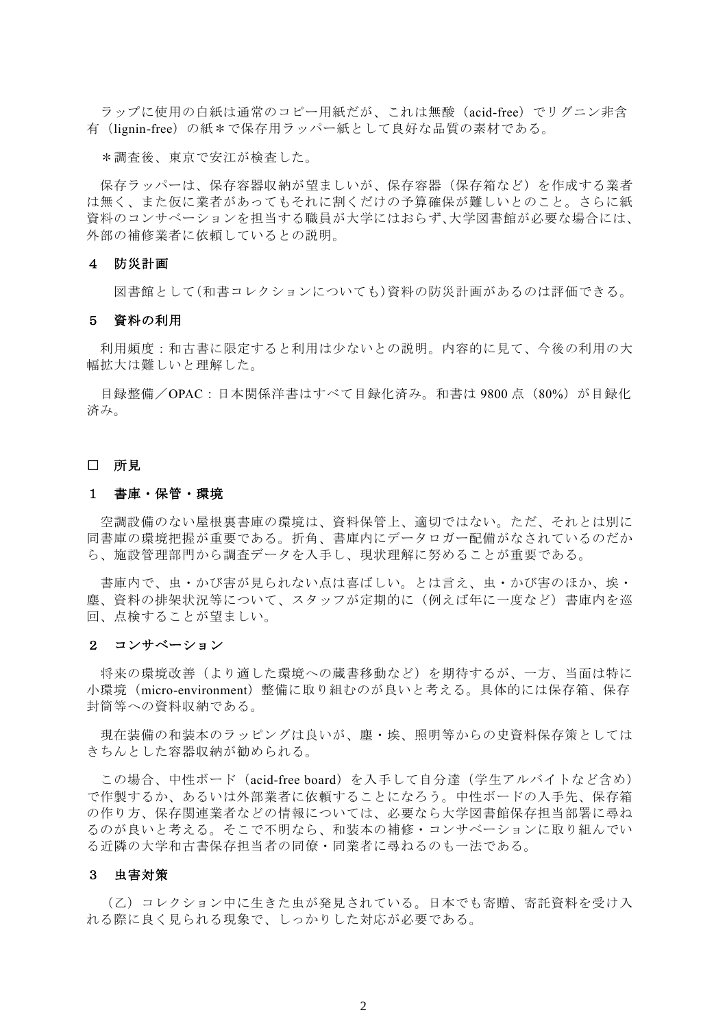ラップに使用の白紙は通常のコピー用紙だが、これは無酸（acid-free）でリグニン非含有（lignin-free）の紙＊で保存用ラッパー紙として良好な品質の素材である。

＊調査後、東京で安江が検査した。

保存ラッパーは、保存容器収納が望ましいが、保存容器（保存箱など）を作成する業者は無く、また仮に業者があってもそれに割くだけの予算確保が難しいとのこと。さらに紙資料のコンサベーションを担当する職員が大学にはおらず､大学図書館が必要な場合には、外部の補修業者に依頼しているとの説明。

### ４　防災計画

図書館として(和書コレクションについても)資料の防災計画があるのは評価できる。

### ５　資料の利用

利用頻度：和古書に限定すると利用は少ないとの説明。内容的に見て、今後の利用の大幅拡大は難しいと理解した。

目録整備／OPAC：日本関係洋書はすべて目録化済み。和書は 9800 点（80%）が目録化済み。

## □　所見

### １　書庫・保管・環境

空調設備のない屋根裏書庫の環境は、資料保管上、適切ではない。ただ、それとは別に同書庫の環境把握が重要である。折角、書庫内にデータロガー配備がなされているのだから、施設管理部門から調査データを入手し、現状理解に努めることが重要である。

書庫内で、虫・かび害が見られない点は喜ばしい。とは言え、虫・かび害のほか、埃・塵、資料の排架状況等について、スタッフが定期的に（例えば年に一度など）書庫内を巡回、点検することが望ましい。

### ２　コンサベーション

将来の環境改善（より適した環境への蔵書移動など）を期待するが、一方、当面は特に小環境（micro-environment）整備に取り組むのが良いと考える。具体的には保存箱、保存封筒等への資料収納である。

現在装備の和装本のラッピングは良いが、塵・埃、照明等からの史資料保存策としてはきちんとした容器収納が勧められる。

この場合、中性ボード（acid-free board）を入手して自分達（学生アルバイトなど含め）で作製するか、あるいは外部業者に依頼することになろう。中性ボードの入手先、保存箱の作り方、保存関連業者などの情報については、必要なら大学図書館保存担当部署に尋ねるのが良いと考える。そこで不明なら、和装本の補修・コンサベーションに取り組んでいる近隣の大学和古書保存担当者の同僚・同業者に尋ねるのも一法である。

### ３　虫害対策

（乙）コレクション中に生きた虫が発見されている。日本でも寄贈、寄託資料を受け入れる際に良く見られる現象で、しっかりした対応が必要である。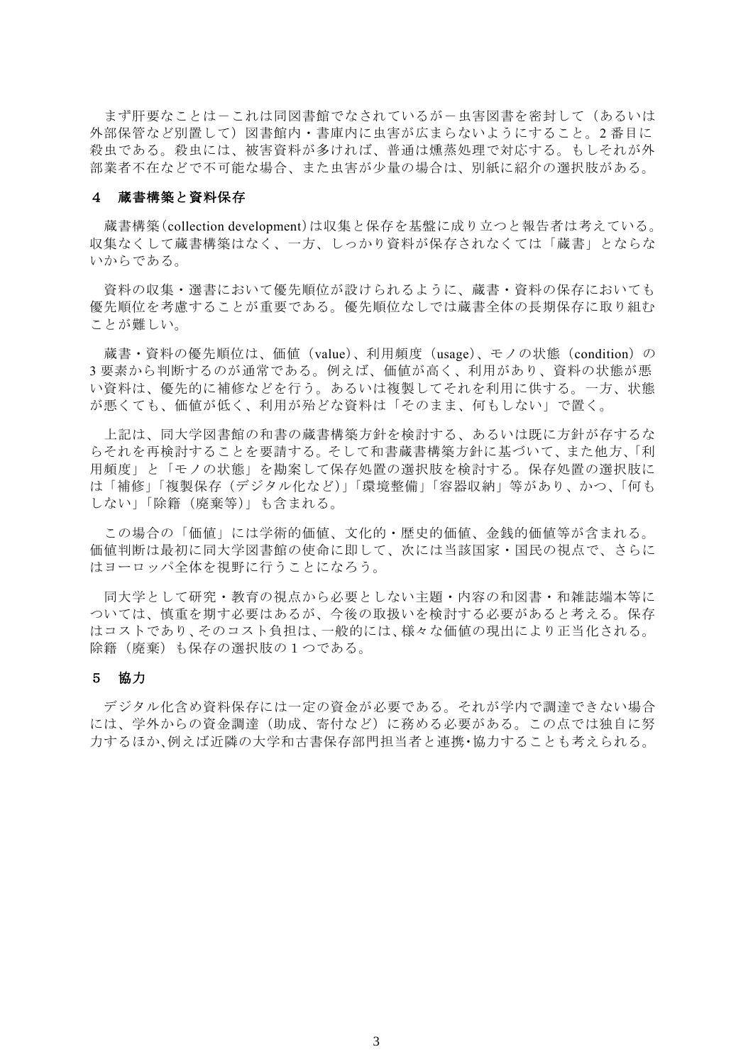まず肝要なことは－これは同図書館でなされているが－虫害図書を密封して（あるいは外部保管など別置して）図書館内・書庫内に虫害が広まらないようにすること。2 番目に殺虫である。殺虫には、被害資料が多ければ、普通は燻蒸処理で対応する。もしそれが外部業者不在などで不可能な場合、また虫害が少量の場合は、別紙に紹介の選択肢がある。

## 4　蔵書構築と資料保存

蔵書構築（collection development）は収集と保存を基盤に成り立つと報告者は考えている。収集なくして蔵書構築はなく、一方、しっかり資料が保存されなくては「蔵書」とならないからである。

資料の収集・選書において優先順位が設けられるように、蔵書・資料の保存においても優先順位を考慮することが重要である。優先順位なしでは蔵書全体の長期保存に取り組むことが難しい。

蔵書・資料の優先順位は、価値（value）、利用頻度（usage）、モノの状態（condition）の 3 要素から判断するのが通常である。例えば、価値が高く、利用があり、資料の状態が悪い資料は、優先的に補修などを行う。あるいは複製してそれを利用に供する。一方、状態が悪くても、価値が低く、利用が殆どな資料は「そのまま、何もしない」で置く。

上記は、同大学図書館の和書の蔵書構築方針を検討する、あるいは既に方針が存するならそれを再検討することを要請する。そして和書蔵書構築方針に基づいて、また他方、「利用頻度」と「モノの状態」を勘案して保存処置の選択肢を検討する。保存処置の選択肢には「補修」「複製保存（デジタル化など）」「環境整備」「容器収納」等があり、かつ、「何もしない」「除籍（廃棄等）」も含まれる。

この場合の「価値」には学術的価値、文化的・歴史的価値、金銭的価値等が含まれる。価値判断は最初に同大学図書館の使命に即して、次には当該国家・国民の視点で、さらにはヨーロッパ全体を視野に行うことになろう。

同大学として研究・教育の視点から必要としない主題・内容の和図書・和雑誌端本等については、慎重を期す必要はあるが、今後の取扱いを検討する必要があると考える。保存はコストであり、そのコスト負担は、一般的には、様々な価値の現出により正当化される。除籍（廃棄）も保存の選択肢の 1 つである。

## 5　協力

デジタル化含め資料保存には一定の資金が必要である。それが学内で調達できない場合には、学外からの資金調達（助成、寄付など）に務める必要がある。この点では独自に努力するほか、例えば近隣の大学和古書保存部門担当者と連携・協力することも考えられる。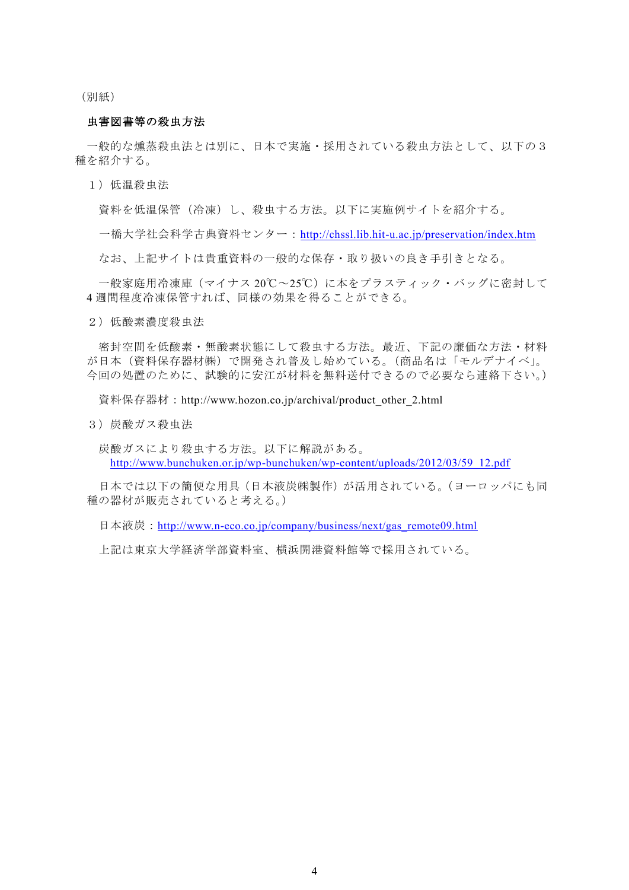（別紙）

**虫害図書等の殺虫方法**

一般的な燻蒸殺虫法とは別に、日本で実施・採用されている殺虫方法として、以下の３種を紹介する。

１）低温殺虫法

資料を低温保管（冷凍）し、殺虫する方法。以下に実施例サイトを紹介する。

一橋大学社会科学古典資料センター：http://chssl.lib.hit-u.ac.jp/preservation/index.htm

なお、上記サイトは貴重資料の一般的な保存・取り扱いの良き手引きとなる。

一般家庭用冷凍庫（マイナス 20℃～25℃）に本をプラスティック・バッグに密封して 4 週間程度冷凍保管すれば、同様の効果を得ることができる。

２）低酸素濃度殺虫法

密封空間を低酸素・無酸素状態にして殺虫する方法。最近、下記の廉価な方法・材料が日本（資料保存器材㈱）で開発され普及し始めている。（商品名は「モルデナイベ」。今回の処置のために、試験的に安江が材料を無料送付できるので必要なら連絡下さい。）

資料保存器材：http://www.hozon.co.jp/archival/product_other_2.html

３）炭酸ガス殺虫法

炭酸ガスにより殺虫する方法。以下に解説がある。
http://www.bunchuken.or.jp/wp-bunchuken/wp-content/uploads/2012/03/59_12.pdf

日本では以下の簡便な用具（日本液炭㈱製作）が活用されている。（ヨーロッパにも同種の器材が販売されていると考える。）

日本液炭：http://www.n-eco.co.jp/company/business/next/gas_remote09.html

上記は東京大学経済学部資料室、横浜開港資料館等で採用されている。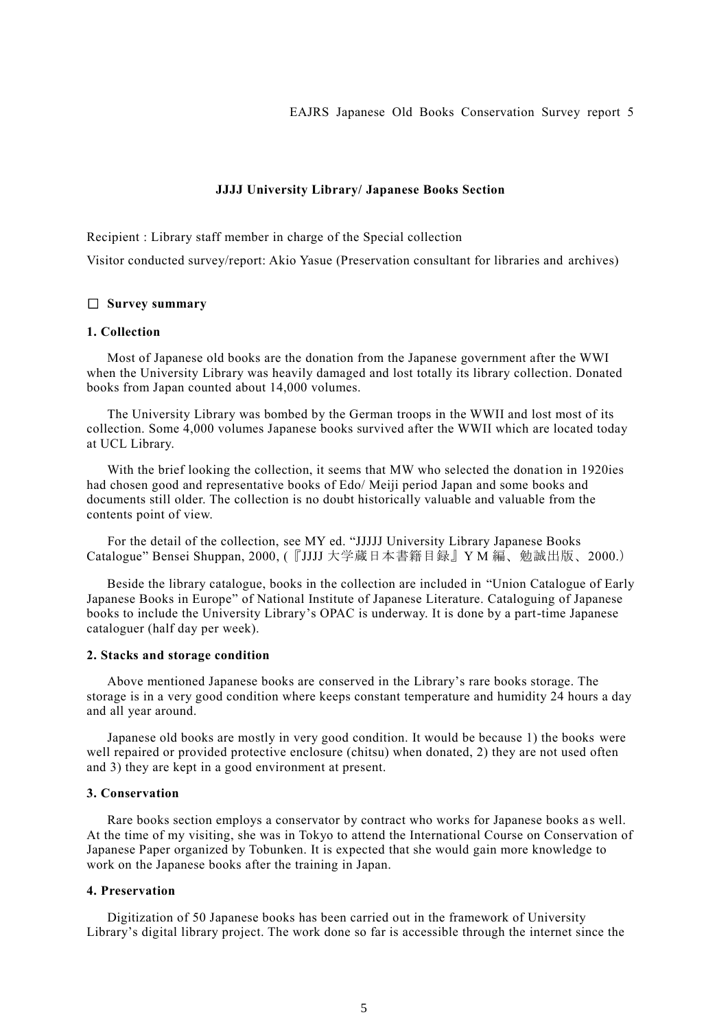## JJJJ University Library/ Japanese Books Section

Recipient : Library staff member in charge of the Special collection

Visitor conducted survey/report: Akio Yasue (Preservation consultant for libraries and archives)

### ☐ Survey summary

#### 1. Collection

Most of Japanese old books are the donation from the Japanese government after the WWI when the University Library was heavily damaged and lost totally its library collection. Donated books from Japan counted about 14,000 volumes.

The University Library was bombed by the German troops in the WWII and lost most of its collection. Some 4,000 volumes Japanese books survived after the WWII which are located today at UCL Library.

With the brief looking the collection, it seems that MW who selected the donation in 1920ies had chosen good and representative books of Edo/ Meiji period Japan and some books and documents still older. The collection is no doubt historically valuable and valuable from the contents point of view.

For the detail of the collection, see MY ed. "JJJJJ University Library Japanese Books Catalogue" Bensei Shuppan, 2000, (『JJJJ 大学蔵日本書籍目録』Y M 編、勉誠出版、2000.)

Beside the library catalogue, books in the collection are included in "Union Catalogue of Early Japanese Books in Europe" of National Institute of Japanese Literature. Cataloguing of Japanese books to include the University Library's OPAC is underway. It is done by a part-time Japanese cataloguer (half day per week).

#### 2. Stacks and storage condition

Above mentioned Japanese books are conserved in the Library's rare books storage. The storage is in a very good condition where keeps constant temperature and humidity 24 hours a day and all year around.

Japanese old books are mostly in very good condition. It would be because 1) the books were well repaired or provided protective enclosure (chitsu) when donated, 2) they are not used often and 3) they are kept in a good environment at present.

#### 3. Conservation

Rare books section employs a conservator by contract who works for Japanese books as well. At the time of my visiting, she was in Tokyo to attend the International Course on Conservation of Japanese Paper organized by Tobunken. It is expected that she would gain more knowledge to work on the Japanese books after the training in Japan.

#### 4. Preservation

Digitization of 50 Japanese books has been carried out in the framework of University Library's digital library project. The work done so far is accessible through the internet since the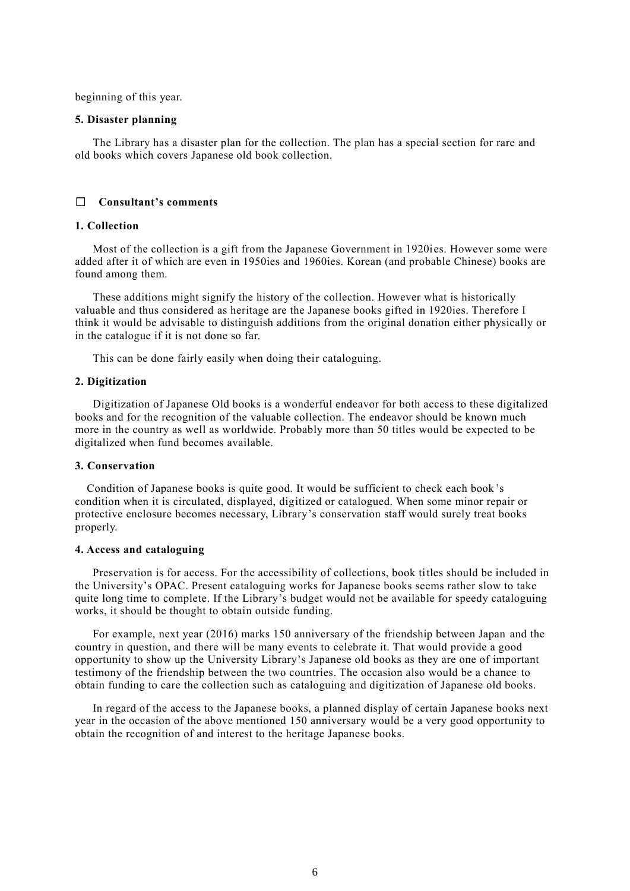beginning of this year.

### 5. Disaster planning

The Library has a disaster plan for the collection. The plan has a special section for rare and old books which covers Japanese old book collection.

## ☐ Consultant's comments

### 1. Collection

Most of the collection is a gift from the Japanese Government in 1920ies. However some were added after it of which are even in 1950ies and 1960ies. Korean (and probable Chinese) books are found among them.

These additions might signify the history of the collection. However what is historically valuable and thus considered as heritage are the Japanese books gifted in 1920ies. Therefore I think it would be advisable to distinguish additions from the original donation either physically or in the catalogue if it is not done so far.

This can be done fairly easily when doing their cataloguing.

### 2. Digitization

Digitization of Japanese Old books is a wonderful endeavor for both access to these digitalized books and for the recognition of the valuable collection. The endeavor should be known much more in the country as well as worldwide. Probably more than 50 titles would be expected to be digitalized when fund becomes available.

### 3. Conservation

Condition of Japanese books is quite good. It would be sufficient to check each book's condition when it is circulated, displayed, digitized or catalogued. When some minor repair or protective enclosure becomes necessary, Library's conservation staff would surely treat books properly.

### 4. Access and cataloguing

Preservation is for access. For the accessibility of collections, book titles should be included in the University's OPAC. Present cataloguing works for Japanese books seems rather slow to take quite long time to complete. If the Library's budget would not be available for speedy cataloguing works, it should be thought to obtain outside funding.

For example, next year (2016) marks 150 anniversary of the friendship between Japan and the country in question, and there will be many events to celebrate it. That would provide a good opportunity to show up the University Library's Japanese old books as they are one of important testimony of the friendship between the two countries. The occasion also would be a chance to obtain funding to care the collection such as cataloguing and digitization of Japanese old books.

In regard of the access to the Japanese books, a planned display of certain Japanese books next year in the occasion of the above mentioned 150 anniversary would be a very good opportunity to obtain the recognition of and interest to the heritage Japanese books.